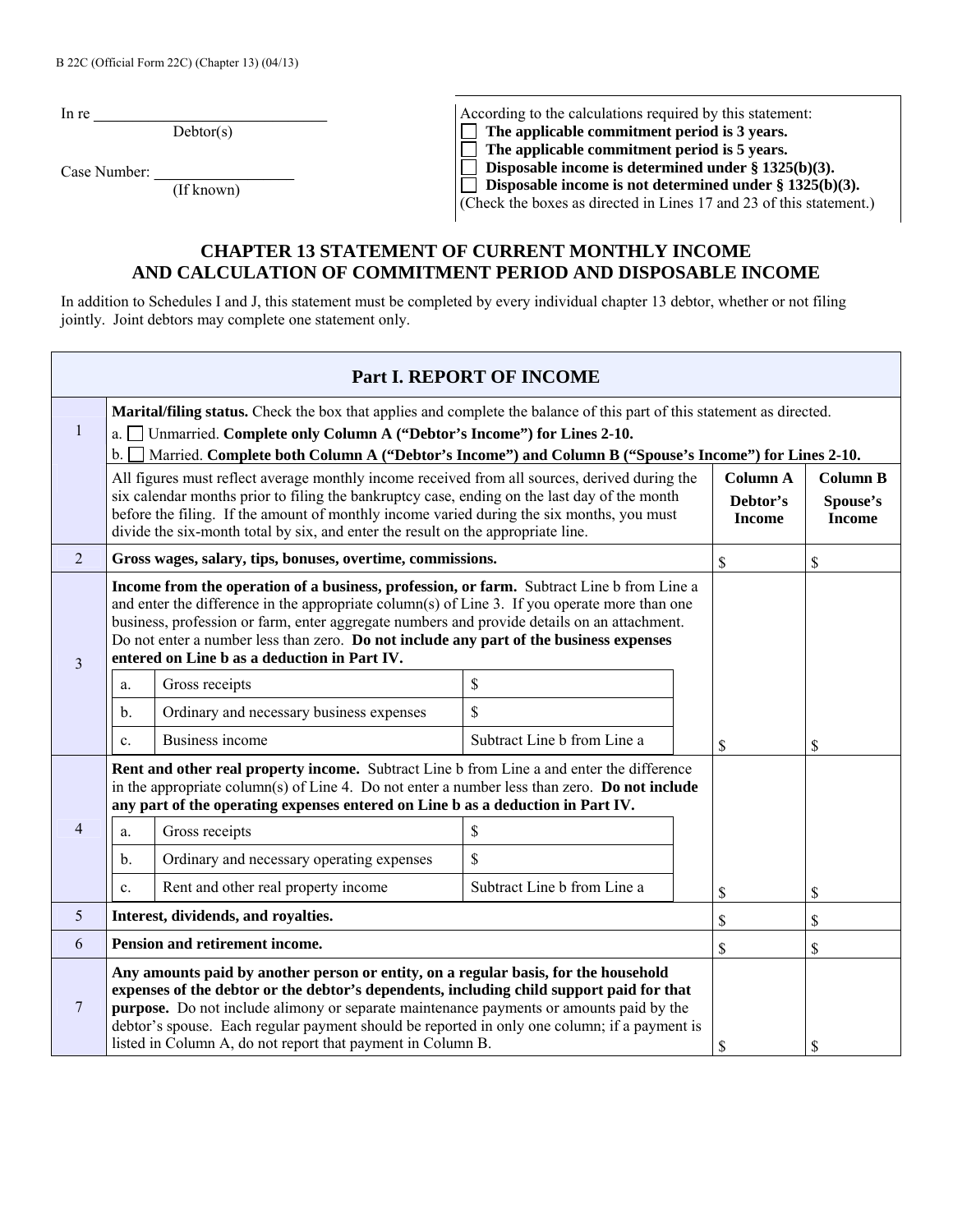B 22C (Official Form 22C) (Chapter 13) (04/13)

In re ______________________________
Debtor(s)

Case Number: __________________
(If known)

According to the calculations required by this statement:
- ☐ **The applicable commitment period is 3 years.**
- ☐ **The applicable commitment period is 5 years.**
- ☐ **Disposable income is determined under § 1325(b)(3).**
- ☐ **Disposable income is not determined under § 1325(b)(3).**

(Check the boxes as directed in Lines 17 and 23 of this statement.)

# CHAPTER 13 STATEMENT OF CURRENT MONTHLY INCOME AND CALCULATION OF COMMITMENT PERIOD AND DISPOSABLE INCOME

In addition to Schedules I and J, this statement must be completed by every individual chapter 13 debtor, whether or not filing jointly. Joint debtors may complete one statement only.

## Part I. REPORT OF INCOME

| | | Column A Debtor's Income | Column B Spouse's Income |
|---|---|---|---|
| 1 | **Marital/filing status.** Check the box that applies and complete the balance of this part of this statement as directed.<br>a. ☐ Unmarried. **Complete only Column A ("Debtor's Income") for Lines 2-10.**<br>b. ☐ Married. **Complete both Column A ("Debtor's Income") and Column B ("Spouse's Income") for Lines 2-10.**<br>All figures must reflect average monthly income received from all sources, derived during the six calendar months prior to filing the bankruptcy case, ending on the last day of the month before the filing. If the amount of monthly income varied during the six months, you must divide the six-month total by six, and enter the result on the appropriate line. | | |
| 2 | **Gross wages, salary, tips, bonuses, overtime, commissions.** | $ | $ |
| 3 | **Income from the operation of a business, profession, or farm.** Subtract Line b from Line a and enter the difference in the appropriate column(s) of Line 3. If you operate more than one business, profession or farm, enter aggregate numbers and provide details on an attachment. Do not enter a number less than zero. **Do not include any part of the business expenses entered on Line b as a deduction in Part IV.**<br>a. Gross receipts: $<br>b. Ordinary and necessary business expenses: $<br>c. Business income: Subtract Line b from Line a | $ | $ |
| 4 | **Rent and other real property income.** Subtract Line b from Line a and enter the difference in the appropriate column(s) of Line 4. Do not enter a number less than zero. **Do not include any part of the operating expenses entered on Line b as a deduction in Part IV.**<br>a. Gross receipts: $<br>b. Ordinary and necessary operating expenses: $<br>c. Rent and other real property income: Subtract Line b from Line a | $ | $ |
| 5 | **Interest, dividends, and royalties.** | $ | $ |
| 6 | **Pension and retirement income.** | $ | $ |
| 7 | **Any amounts paid by another person or entity, on a regular basis, for the household expenses of the debtor or the debtor's dependents, including child support paid for that purpose.** Do not include alimony or separate maintenance payments or amounts paid by the debtor's spouse. Each regular payment should be reported in only one column; if a payment is listed in Column A, do not report that payment in Column B. | $ | $ |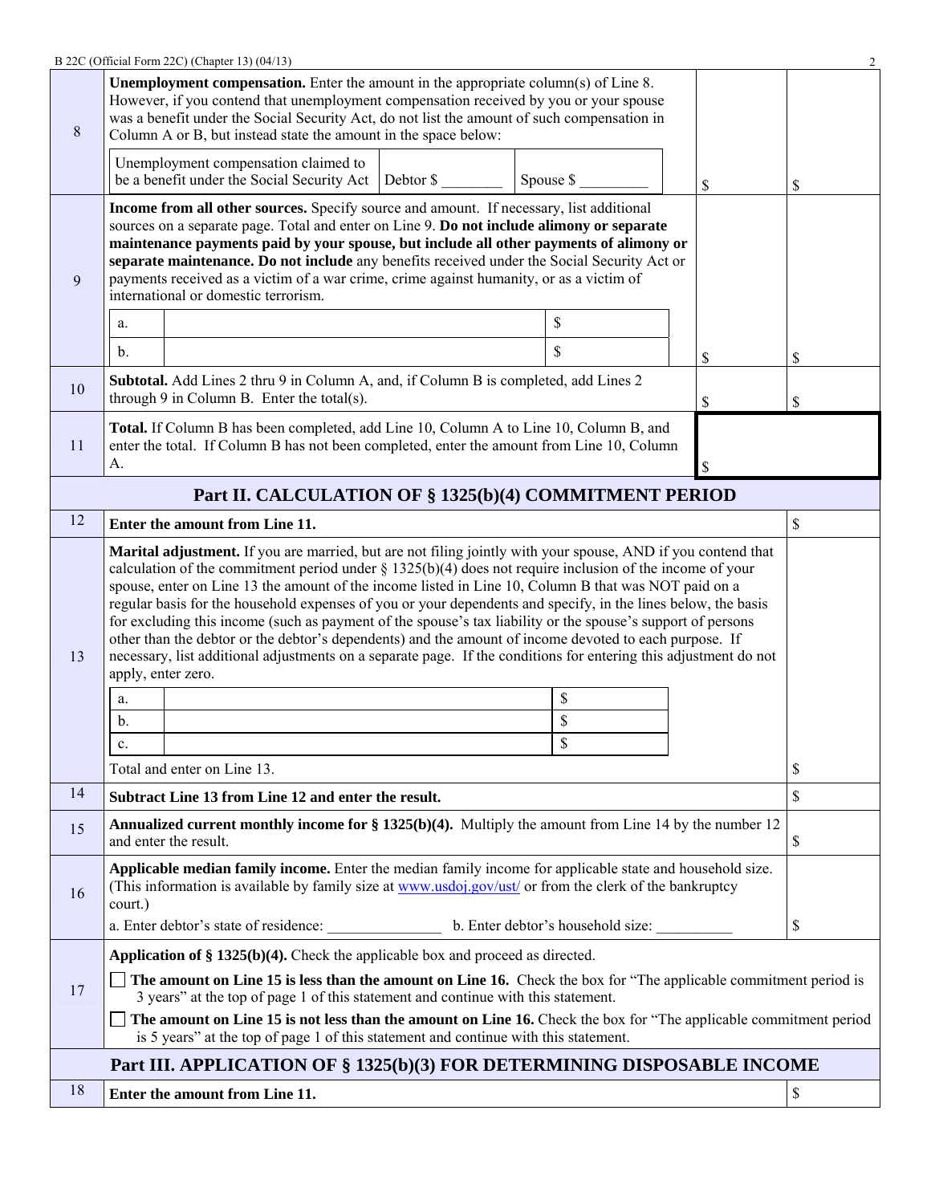| | | | |
|---|---|---|---|
| 8 | **Unemployment compensation.** Enter the amount in the appropriate column(s) of Line 8. However, if you contend that unemployment compensation received by you or your spouse was a benefit under the Social Security Act, do not list the amount of such compensation in Column A or B, but instead state the amount in the space below:<br><br>Unemployment compensation claimed to be a benefit under the Social Security Act \| Debtor $ ________ \| Spouse $ _________ | $ | $ |
| 9 | **Income from all other sources.** Specify source and amount. If necessary, list additional sources on a separate page. Total and enter on Line 9. **Do not include alimony or separate maintenance payments paid by your spouse, but include all other payments of alimony or separate maintenance. Do not include** any benefits received under the Social Security Act or payments received as a victim of a war crime, crime against humanity, or as a victim of international or domestic terrorism.<br><br>a. ________ $<br>b. ________ $ | $ | $ |
| 10 | **Subtotal.** Add Lines 2 thru 9 in Column A, and, if Column B is completed, add Lines 2 through 9 in Column B. Enter the total(s). | $ | $ |
| 11 | **Total.** If Column B has been completed, add Line 10, Column A to Line 10, Column B, and enter the total. If Column B has not been completed, enter the amount from Line 10, Column A. | $ | |

## Part II. CALCULATION OF § 1325(b)(4) COMMITMENT PERIOD

| | | |
|---|---|---|
| 12 | **Enter the amount from Line 11.** | $ |
| 13 | **Marital adjustment.** If you are married, but are not filing jointly with your spouse, AND if you contend that calculation of the commitment period under § 1325(b)(4) does not require inclusion of the income of your spouse, enter on Line 13 the amount of the income listed in Line 10, Column B that was NOT paid on a regular basis for the household expenses of you or your dependents and specify, in the lines below, the basis for excluding this income (such as payment of the spouse's tax liability or the spouse's support of persons other than the debtor or the debtor's dependents) and the amount of income devoted to each purpose. If necessary, list additional adjustments on a separate page. If the conditions for entering this adjustment do not apply, enter zero.<br><br>a. ________ $<br>b. ________ $<br>c. ________ $<br><br>Total and enter on Line 13. | $ |
| 14 | **Subtract Line 13 from Line 12 and enter the result.** | $ |
| 15 | **Annualized current monthly income for § 1325(b)(4).** Multiply the amount from Line 14 by the number 12 and enter the result. | $ |
| 16 | **Applicable median family income.** Enter the median family income for applicable state and household size. (This information is available by family size at www.usdoj.gov/ust/ or from the clerk of the bankruptcy court.)<br><br>a. Enter debtor's state of residence: _______________ b. Enter debtor's household size: __________ | $ |
| 17 | **Application of § 1325(b)(4).** Check the applicable box and proceed as directed.<br><br>☐ **The amount on Line 15 is less than the amount on Line 16.** Check the box for "The applicable commitment period is 3 years" at the top of page 1 of this statement and continue with this statement.<br><br>☐ **The amount on Line 15 is not less than the amount on Line 16.** Check the box for "The applicable commitment period is 5 years" at the top of page 1 of this statement and continue with this statement. | |

## Part III. APPLICATION OF § 1325(b)(3) FOR DETERMINING DISPOSABLE INCOME

| | | |
|---|---|---|
| 18 | **Enter the amount from Line 11.** | $ |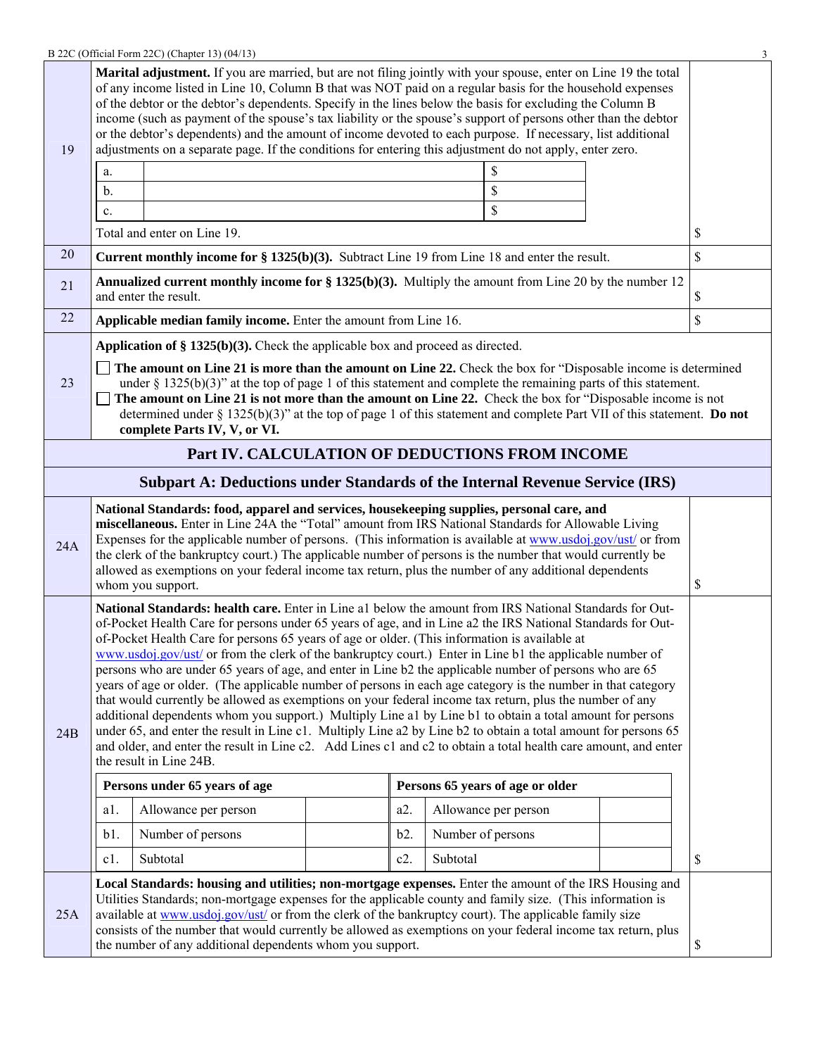| | | |
|---|---|---|
| 19 | **Marital adjustment.** If you are married, but are not filing jointly with your spouse, enter on Line 19 the total of any income listed in Line 10, Column B that was NOT paid on a regular basis for the household expenses of the debtor or the debtor's dependents. Specify in the lines below the basis for excluding the Column B income (such as payment of the spouse's tax liability or the spouse's support of persons other than the debtor or the debtor's dependents) and the amount of income devoted to each purpose. If necessary, list additional adjustments on a separate page. If the conditions for entering this adjustment do not apply, enter zero.<br><br>a. \_\_\_\_\_\_\_\_\_\_ $<br>b. \_\_\_\_\_\_\_\_\_\_ $<br>c. \_\_\_\_\_\_\_\_\_\_ $<br><br>Total and enter on Line 19. | $ |
| 20 | **Current monthly income for § 1325(b)(3).** Subtract Line 19 from Line 18 and enter the result. | $ |
| 21 | **Annualized current monthly income for § 1325(b)(3).** Multiply the amount from Line 20 by the number 12 and enter the result. | $ |
| 22 | **Applicable median family income.** Enter the amount from Line 16. | $ |
| 23 | **Application of § 1325(b)(3).** Check the applicable box and proceed as directed.<br><br>☐ **The amount on Line 21 is more than the amount on Line 22.** Check the box for "Disposable income is determined under § 1325(b)(3)" at the top of page 1 of this statement and complete the remaining parts of this statement.<br>☐ **The amount on Line 21 is not more than the amount on Line 22.** Check the box for "Disposable income is not determined under § 1325(b)(3)" at the top of page 1 of this statement and complete Part VII of this statement. **Do not complete Parts IV, V, or VI.** | |

## Part IV. CALCULATION OF DEDUCTIONS FROM INCOME

### Subpart A: Deductions under Standards of the Internal Revenue Service (IRS)

| | | |
|---|---|---|
| 24A | **National Standards: food, apparel and services, housekeeping supplies, personal care, and miscellaneous.** Enter in Line 24A the "Total" amount from IRS National Standards for Allowable Living Expenses for the applicable number of persons. (This information is available at www.usdoj.gov/ust/ or from the clerk of the bankruptcy court.) The applicable number of persons is the number that would currently be allowed as exemptions on your federal income tax return, plus the number of any additional dependents whom you support. | $ |
| 24B | **National Standards: health care.** Enter in Line a1 below the amount from IRS National Standards for Out-of-Pocket Health Care for persons under 65 years of age, and in Line a2 the IRS National Standards for Out-of-Pocket Health Care for persons 65 years of age or older. (This information is available at www.usdoj.gov/ust/ or from the clerk of the bankruptcy court.) Enter in Line b1 the applicable number of persons who are under 65 years of age, and enter in Line b2 the applicable number of persons who are 65 years of age or older. (The applicable number of persons in each age category is the number in that category that would currently be allowed as exemptions on your federal income tax return, plus the number of any additional dependents whom you support.) Multiply Line a1 by Line b1 to obtain a total amount for persons under 65, and enter the result in Line c1. Multiply Line a2 by Line b2 to obtain a total amount for persons 65 and older, and enter the result in Line c2. Add Lines c1 and c2 to obtain a total health care amount, and enter the result in Line 24B. | $ |

| **Persons under 65 years of age** | | | **Persons 65 years of age or older** | | |
|---|---|---|---|---|---|
| a1. | Allowance per person | | a2. | Allowance per person | |
| b1. | Number of persons | | b2. | Number of persons | |
| c1. | Subtotal | | c2. | Subtotal | |

| | | |
|---|---|---|
| 25A | **Local Standards: housing and utilities; non-mortgage expenses.** Enter the amount of the IRS Housing and Utilities Standards; non-mortgage expenses for the applicable county and family size. (This information is available at www.usdoj.gov/ust/ or from the clerk of the bankruptcy court). The applicable family size consists of the number that would currently be allowed as exemptions on your federal income tax return, plus the number of any additional dependents whom you support. | $ |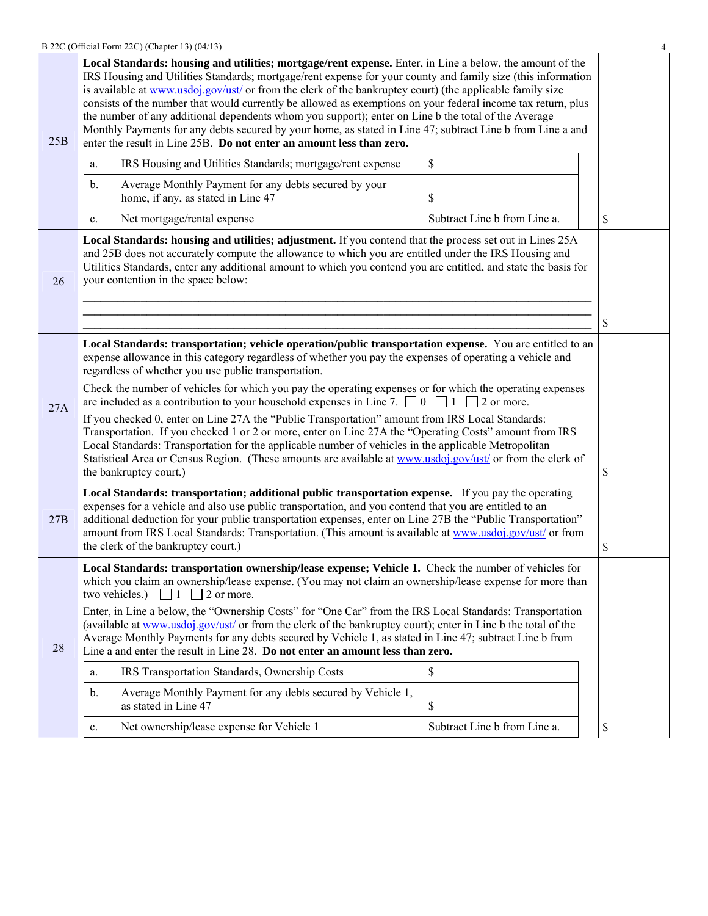| Line | Description | Amount |
|---|---|---|
| 25B | **Local Standards: housing and utilities; mortgage/rent expense.** Enter, in Line a below, the amount of the IRS Housing and Utilities Standards; mortgage/rent expense for your county and family size (this information is available at www.usdoj.gov/ust/ or from the clerk of the bankruptcy court) (the applicable family size consists of the number that would currently be allowed as exemptions on your federal income tax return, plus the number of any additional dependents whom you support); enter on Line b the total of the Average Monthly Payments for any debts secured by your home, as stated in Line 47; subtract Line b from Line a and enter the result in Line 25B. **Do not enter an amount less than zero.**<br><br>a. IRS Housing and Utilities Standards; mortgage/rent expense — $<br>b. Average Monthly Payment for any debts secured by your home, if any, as stated in Line 47 — $<br>c. Net mortgage/rental expense — Subtract Line b from Line a. | $ |
| 26 | **Local Standards: housing and utilities; adjustment.** If you contend that the process set out in Lines 25A and 25B does not accurately compute the allowance to which you are entitled under the IRS Housing and Utilities Standards, enter any additional amount to which you contend you are entitled, and state the basis for your contention in the space below:<br><br>\_\_\_\_\_\_\_\_\_\_\_\_\_\_\_\_\_\_\_\_\_\_\_\_\_\_\_\_\_\_\_\_\_\_\_\_\_\_\_\_<br>\_\_\_\_\_\_\_\_\_\_\_\_\_\_\_\_\_\_\_\_\_\_\_\_\_\_\_\_\_\_\_\_\_\_\_\_\_\_\_\_<br>\_\_\_\_\_\_\_\_\_\_\_\_\_\_\_\_\_\_\_\_\_\_\_\_\_\_\_\_\_\_\_\_\_\_\_\_\_\_\_\_ | $ |
| 27A | **Local Standards: transportation; vehicle operation/public transportation expense.** You are entitled to an expense allowance in this category regardless of whether you pay the expenses of operating a vehicle and regardless of whether you use public transportation.<br><br>Check the number of vehicles for which you pay the operating expenses or for which the operating expenses are included as a contribution to your household expenses in Line 7. ☐ 0 ☐ 1 ☐ 2 or more.<br><br>If you checked 0, enter on Line 27A the "Public Transportation" amount from IRS Local Standards: Transportation. If you checked 1 or 2 or more, enter on Line 27A the "Operating Costs" amount from IRS Local Standards: Transportation for the applicable number of vehicles in the applicable Metropolitan Statistical Area or Census Region. (These amounts are available at www.usdoj.gov/ust/ or from the clerk of the bankruptcy court.) | $ |
| 27B | **Local Standards: transportation; additional public transportation expense.** If you pay the operating expenses for a vehicle and also use public transportation, and you contend that you are entitled to an additional deduction for your public transportation expenses, enter on Line 27B the "Public Transportation" amount from IRS Local Standards: Transportation. (This amount is available at www.usdoj.gov/ust/ or from the clerk of the bankruptcy court.) | $ |
| 28 | **Local Standards: transportation ownership/lease expense; Vehicle 1.** Check the number of vehicles for which you claim an ownership/lease expense. (You may not claim an ownership/lease expense for more than two vehicles.) ☐ 1 ☐ 2 or more.<br><br>Enter, in Line a below, the "Ownership Costs" for "One Car" from the IRS Local Standards: Transportation (available at www.usdoj.gov/ust/ or from the clerk of the bankruptcy court); enter in Line b the total of the Average Monthly Payments for any debts secured by Vehicle 1, as stated in Line 47; subtract Line b from Line a and enter the result in Line 28. **Do not enter an amount less than zero.**<br><br>a. IRS Transportation Standards, Ownership Costs — $<br>b. Average Monthly Payment for any debts secured by Vehicle 1, as stated in Line 47 — $<br>c. Net ownership/lease expense for Vehicle 1 — Subtract Line b from Line a. | $ |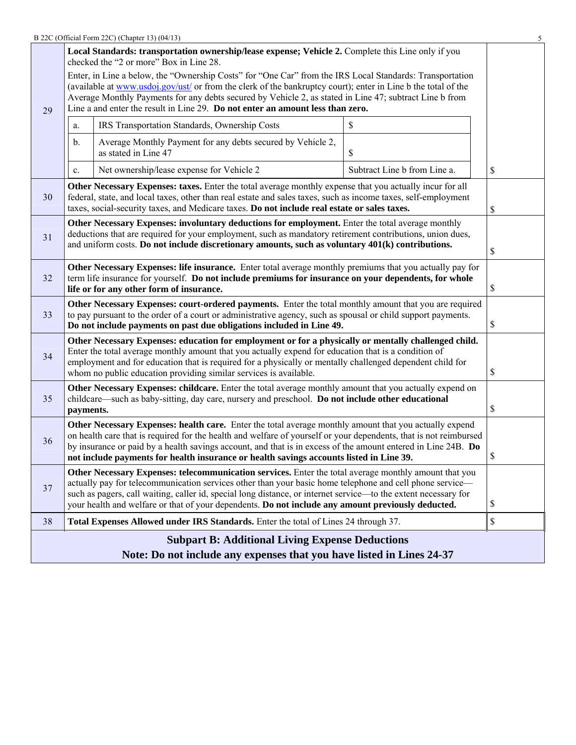| Line | Description | Amount |
|---|---|---|
| 29 | **Local Standards: transportation ownership/lease expense; Vehicle 2.** Complete this Line only if you checked the "2 or more" Box in Line 28.<br><br>Enter, in Line a below, the "Ownership Costs" for "One Car" from the IRS Local Standards: Transportation (available at www.usdoj.gov/ust/ or from the clerk of the bankruptcy court); enter in Line b the total of the Average Monthly Payments for any debts secured by Vehicle 2, as stated in Line 47; subtract Line b from Line a and enter the result in Line 29. **Do not enter an amount less than zero.**<br><br>a. IRS Transportation Standards, Ownership Costs — $<br>b. Average Monthly Payment for any debts secured by Vehicle 2, as stated in Line 47 — $<br>c. Net ownership/lease expense for Vehicle 2 — Subtract Line b from Line a. | $ |
| 30 | **Other Necessary Expenses: taxes.** Enter the total average monthly expense that you actually incur for all federal, state, and local taxes, other than real estate and sales taxes, such as income taxes, self-employment taxes, social-security taxes, and Medicare taxes. **Do not include real estate or sales taxes.** | $ |
| 31 | **Other Necessary Expenses: involuntary deductions for employment.** Enter the total average monthly deductions that are required for your employment, such as mandatory retirement contributions, union dues, and uniform costs. **Do not include discretionary amounts, such as voluntary 401(k) contributions.** | $ |
| 32 | **Other Necessary Expenses: life insurance.** Enter total average monthly premiums that you actually pay for term life insurance for yourself. **Do not include premiums for insurance on your dependents, for whole life or for any other form of insurance.** | $ |
| 33 | **Other Necessary Expenses: court-ordered payments.** Enter the total monthly amount that you are required to pay pursuant to the order of a court or administrative agency, such as spousal or child support payments. **Do not include payments on past due obligations included in Line 49.** | $ |
| 34 | **Other Necessary Expenses: education for employment or for a physically or mentally challenged child.** Enter the total average monthly amount that you actually expend for education that is a condition of employment and for education that is required for a physically or mentally challenged dependent child for whom no public education providing similar services is available. | $ |
| 35 | **Other Necessary Expenses: childcare.** Enter the total average monthly amount that you actually expend on childcare—such as baby-sitting, day care, nursery and preschool. **Do not include other educational payments.** | $ |
| 36 | **Other Necessary Expenses: health care.** Enter the total average monthly amount that you actually expend on health care that is required for the health and welfare of yourself or your dependents, that is not reimbursed by insurance or paid by a health savings account, and that is in excess of the amount entered in Line 24B. **Do not include payments for health insurance or health savings accounts listed in Line 39.** | $ |
| 37 | **Other Necessary Expenses: telecommunication services.** Enter the total average monthly amount that you actually pay for telecommunication services other than your basic home telephone and cell phone service—such as pagers, call waiting, caller id, special long distance, or internet service—to the extent necessary for your health and welfare or that of your dependents. **Do not include any amount previously deducted.** | $ |
| 38 | **Total Expenses Allowed under IRS Standards.** Enter the total of Lines 24 through 37. | $ |

## Subpart B: Additional Living Expense Deductions

**Note: Do not include any expenses that you have listed in Lines 24-37**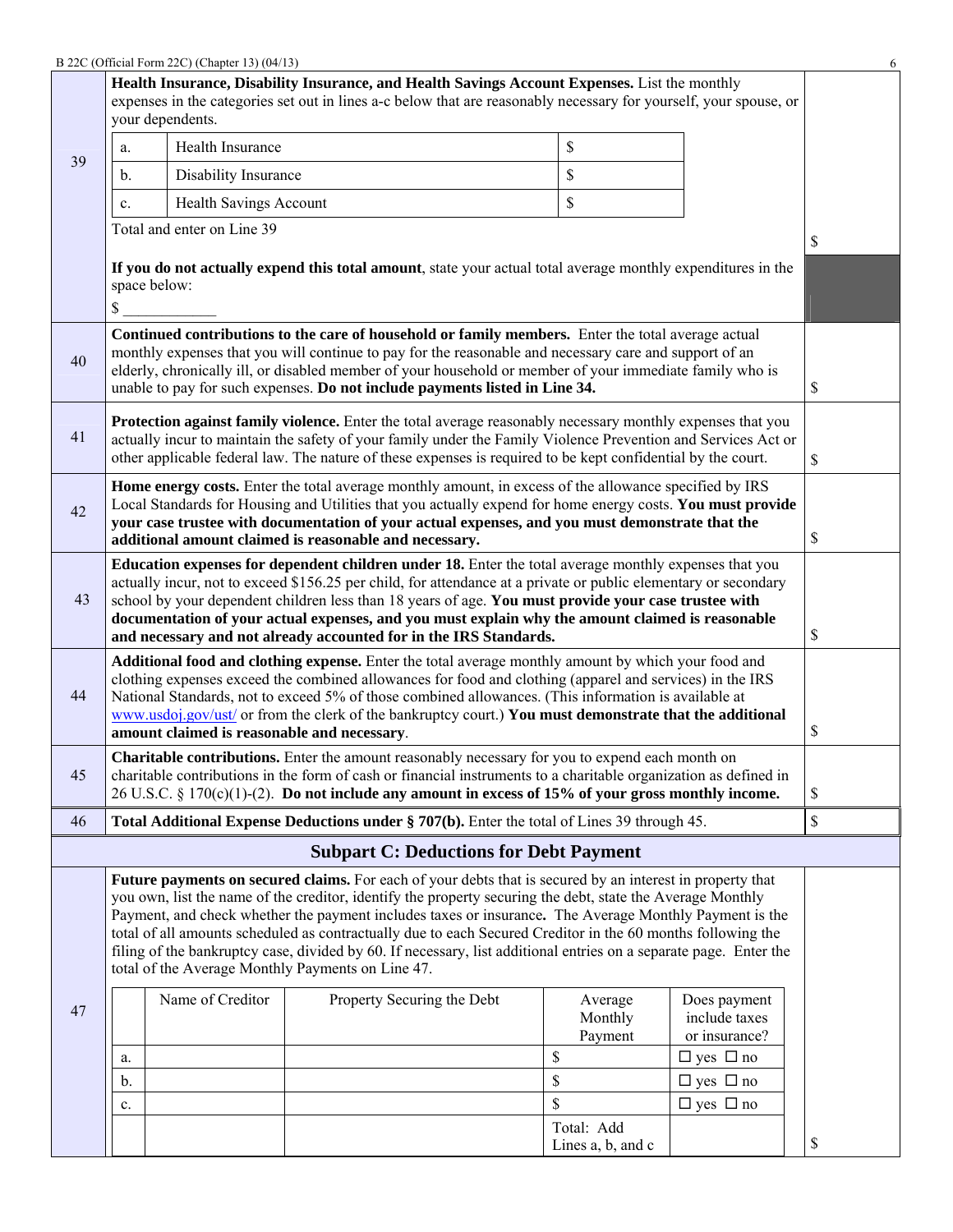| | | |
|---|---|---|
| 39 | **Health Insurance, Disability Insurance, and Health Savings Account Expenses.** List the monthly expenses in the categories set out in lines a-c below that are reasonably necessary for yourself, your spouse, or your dependents.<br><br>a. Health Insurance $<br>b. Disability Insurance $<br>c. Health Savings Account $<br><br>Total and enter on Line 39<br><br>**If you do not actually expend this total amount**, state your actual total average monthly expenditures in the space below:<br>$ ___________ | $ |
| 40 | **Continued contributions to the care of household or family members.** Enter the total average actual monthly expenses that you will continue to pay for the reasonable and necessary care and support of an elderly, chronically ill, or disabled member of your household or member of your immediate family who is unable to pay for such expenses. **Do not include payments listed in Line 34.** | $ |
| 41 | **Protection against family violence.** Enter the total average reasonably necessary monthly expenses that you actually incur to maintain the safety of your family under the Family Violence Prevention and Services Act or other applicable federal law. The nature of these expenses is required to be kept confidential by the court. | $ |
| 42 | **Home energy costs.** Enter the total average monthly amount, in excess of the allowance specified by IRS Local Standards for Housing and Utilities that you actually expend for home energy costs. **You must provide your case trustee with documentation of your actual expenses, and you must demonstrate that the additional amount claimed is reasonable and necessary.** | $ |
| 43 | **Education expenses for dependent children under 18.** Enter the total average monthly expenses that you actually incur, not to exceed $156.25 per child, for attendance at a private or public elementary or secondary school by your dependent children less than 18 years of age. **You must provide your case trustee with documentation of your actual expenses, and you must explain why the amount claimed is reasonable and necessary and not already accounted for in the IRS Standards.** | $ |
| 44 | **Additional food and clothing expense.** Enter the total average monthly amount by which your food and clothing expenses exceed the combined allowances for food and clothing (apparel and services) in the IRS National Standards, not to exceed 5% of those combined allowances. (This information is available at www.usdoj.gov/ust/ or from the clerk of the bankruptcy court.) **You must demonstrate that the additional amount claimed is reasonable and necessary**. | $ |
| 45 | **Charitable contributions.** Enter the amount reasonably necessary for you to expend each month on charitable contributions in the form of cash or financial instruments to a charitable organization as defined in 26 U.S.C. § 170(c)(1)-(2). **Do not include any amount in excess of 15% of your gross monthly income.** | $ |
| 46 | **Total Additional Expense Deductions under § 707(b).** Enter the total of Lines 39 through 45. | $ |

## Subpart C: Deductions for Debt Payment

**47** — **Future payments on secured claims.** For each of your debts that is secured by an interest in property that you own, list the name of the creditor, identify the property securing the debt, state the Average Monthly Payment, and check whether the payment includes taxes or insurance**.** The Average Monthly Payment is the total of all amounts scheduled as contractually due to each Secured Creditor in the 60 months following the filing of the bankruptcy case, divided by 60. If necessary, list additional entries on a separate page. Enter the total of the Average Monthly Payments on Line 47.

| | Name of Creditor | Property Securing the Debt | Average Monthly Payment | Does payment include taxes or insurance? |
|---|---|---|---|---|
| a. | | | $ | ☐ yes ☐ no |
| b. | | | $ | ☐ yes ☐ no |
| c. | | | $ | ☐ yes ☐ no |
| | | | Total: Add Lines a, b, and c | |

$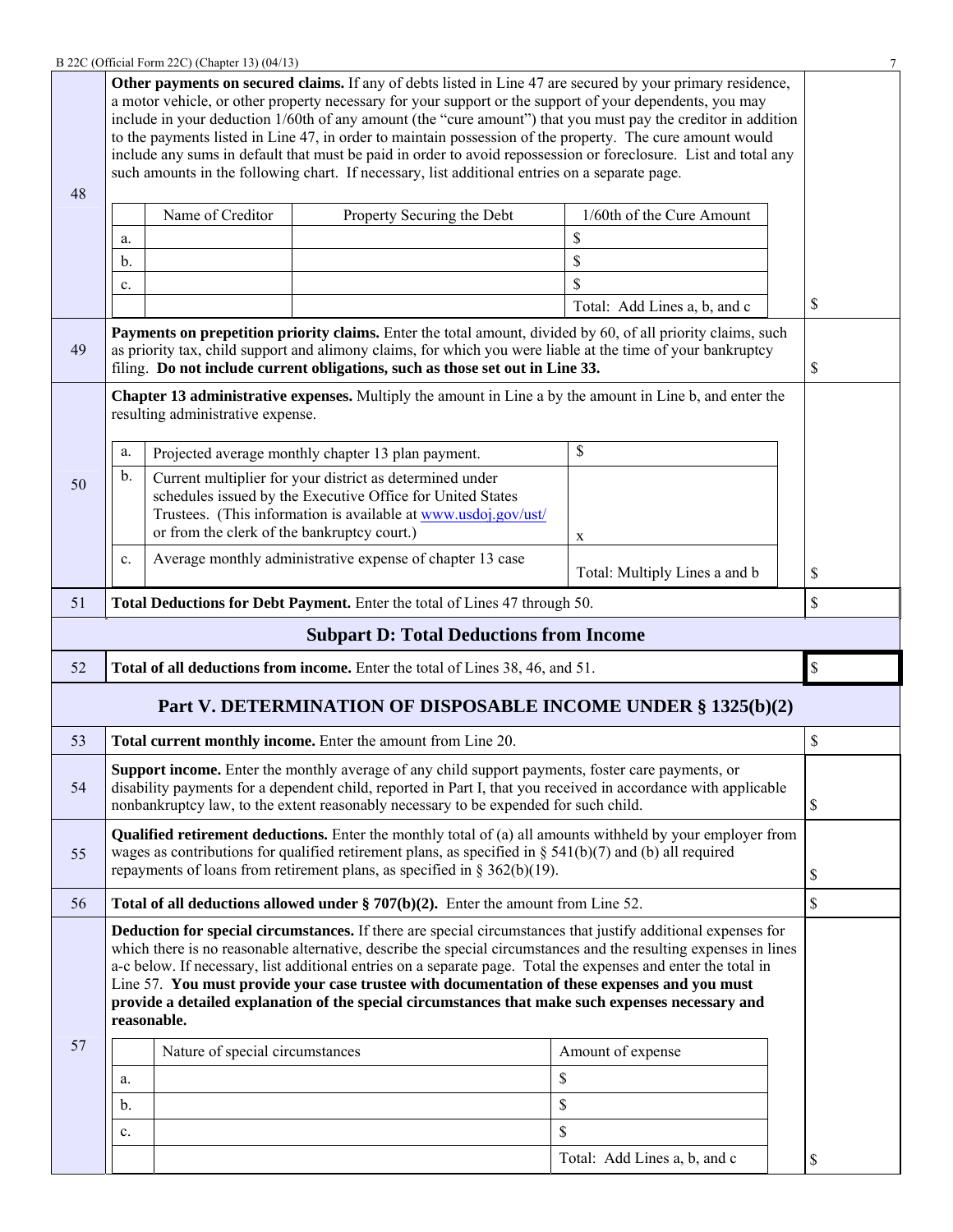| | | |
|---|---|---|
| 48 | **Other payments on secured claims.** If any of debts listed in Line 47 are secured by your primary residence, a motor vehicle, or other property necessary for your support or the support of your dependents, you may include in your deduction 1/60th of any amount (the "cure amount") that you must pay the creditor in addition to the payments listed in Line 47, in order to maintain possession of the property. The cure amount would include any sums in default that must be paid in order to avoid repossession or foreclosure. List and total any such amounts in the following chart. If necessary, list additional entries on a separate page. | |

| | Name of Creditor | Property Securing the Debt | 1/60th of the Cure Amount |
|---|---|---|---|
| a. | | | $ |
| b. | | | $ |
| c. | | | $ |
| | | | Total: Add Lines a, b, and c |

Line 48 total: $

| | | |
|---|---|---|
| 49 | **Payments on prepetition priority claims.** Enter the total amount, divided by 60, of all priority claims, such as priority tax, child support and alimony claims, for which you were liable at the time of your bankruptcy filing. **Do not include current obligations, such as those set out in Line 33.** | $ |
| 50 | **Chapter 13 administrative expenses.** Multiply the amount in Line a by the amount in Line b, and enter the resulting administrative expense. | |

| | | |
|---|---|---|
| a. | Projected average monthly chapter 13 plan payment. | $ |
| b. | Current multiplier for your district as determined under schedules issued by the Executive Office for United States Trustees. (This information is available at www.usdoj.gov/ust/ or from the clerk of the bankruptcy court.) | x |
| c. | Average monthly administrative expense of chapter 13 case | Total: Multiply Lines a and b |

Line 50 total: $

| | | |
|---|---|---|
| 51 | **Total Deductions for Debt Payment.** Enter the total of Lines 47 through 50. | $ |

## Subpart D: Total Deductions from Income

| | | |
|---|---|---|
| 52 | **Total of all deductions from income.** Enter the total of Lines 38, 46, and 51. | $ |

## Part V. DETERMINATION OF DISPOSABLE INCOME UNDER § 1325(b)(2)

| | | |
|---|---|---|
| 53 | **Total current monthly income.** Enter the amount from Line 20. | $ |
| 54 | **Support income.** Enter the monthly average of any child support payments, foster care payments, or disability payments for a dependent child, reported in Part I, that you received in accordance with applicable nonbankruptcy law, to the extent reasonably necessary to be expended for such child. | $ |
| 55 | **Qualified retirement deductions.** Enter the monthly total of (a) all amounts withheld by your employer from wages as contributions for qualified retirement plans, as specified in § 541(b)(7) and (b) all required repayments of loans from retirement plans, as specified in § 362(b)(19). | $ |
| 56 | **Total of all deductions allowed under § 707(b)(2).** Enter the amount from Line 52. | $ |
| 57 | **Deduction for special circumstances.** If there are special circumstances that justify additional expenses for which there is no reasonable alternative, describe the special circumstances and the resulting expenses in lines a-c below. If necessary, list additional entries on a separate page. Total the expenses and enter the total in Line 57. **You must provide your case trustee with documentation of these expenses and you must provide a detailed explanation of the special circumstances that make such expenses necessary and reasonable.** | |

| | Nature of special circumstances | Amount of expense |
|---|---|---|
| a. | | $ |
| b. | | $ |
| c. | | $ |
| | | Total: Add Lines a, b, and c |

Line 57 total: $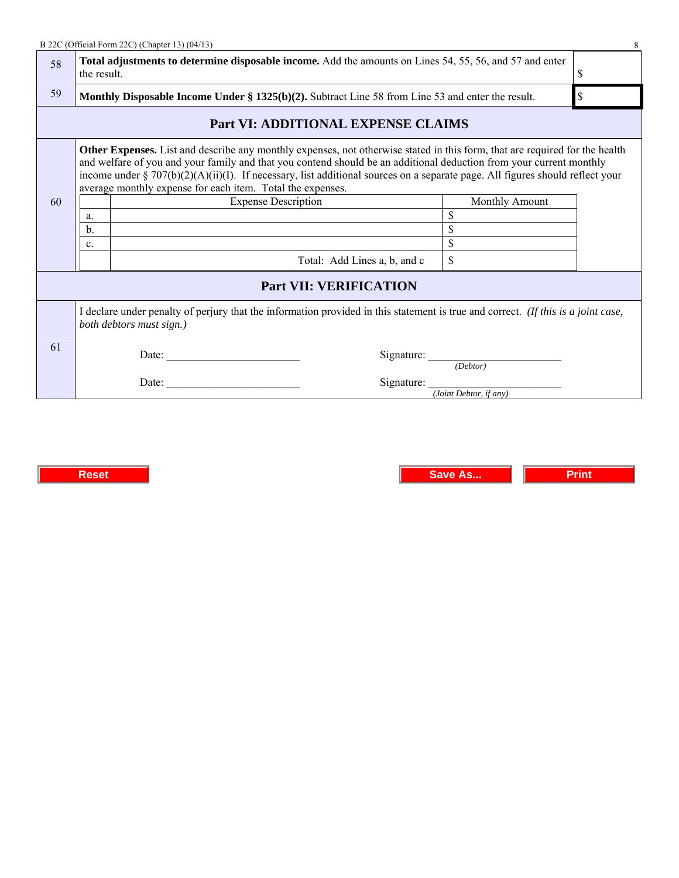| | | |
|---|---|---|
| 58 | **Total adjustments to determine disposable income.** Add the amounts on Lines 54, 55, 56, and 57 and enter the result. | $ |
| 59 | **Monthly Disposable Income Under § 1325(b)(2).** Subtract Line 58 from Line 53 and enter the result. | $ |

## Part VI: ADDITIONAL EXPENSE CLAIMS

**60** **Other Expenses.** List and describe any monthly expenses, not otherwise stated in this form, that are required for the health and welfare of you and your family and that you contend should be an additional deduction from your current monthly income under § 707(b)(2)(A)(ii)(I). If necessary, list additional sources on a separate page. All figures should reflect your average monthly expense for each item. Total the expenses.

| | Expense Description | Monthly Amount |
|---|---|---|
| a. | | $ |
| b. | | $ |
| c. | | $ |
| | Total: Add Lines a, b, and c | $ |

## Part VII: VERIFICATION

**61** I declare under penalty of perjury that the information provided in this statement is true and correct. *(If this is a joint case, both debtors must sign.)*

Date: ________________________ Signature: ________________________
*(Debtor)*

Date: ________________________ Signature: ________________________
*(Joint Debtor, if any)*

Reset

Save As...

Print